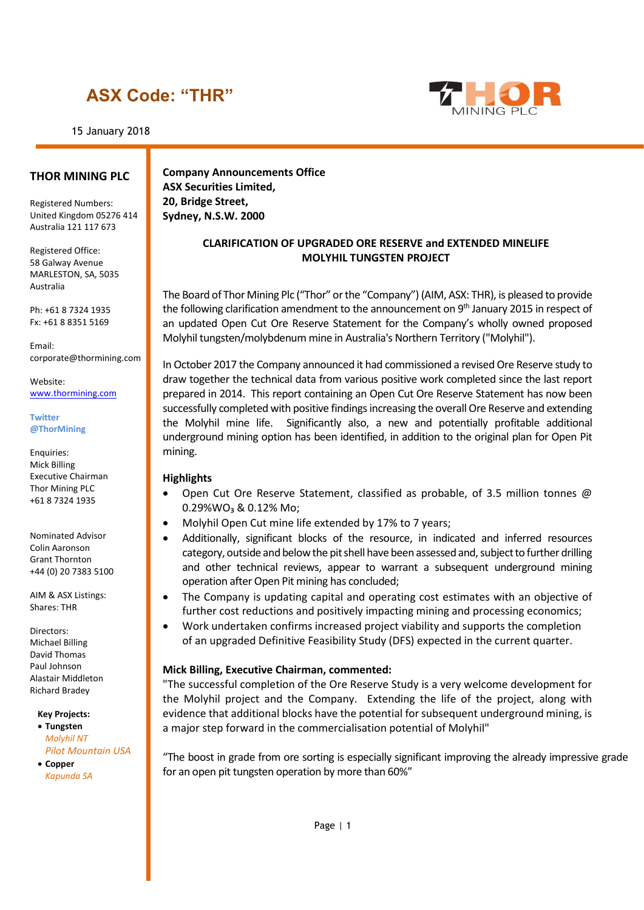## ASX Code: "THR"

15 January 2018

### THOR MINING PLC

Registered Numbers:
United Kingdom 05276 414
Australia 121 117 673

Registered Office:
58 Galway Avenue
MARLESTON, SA, 5035
Australia

Ph: +61 8 7324 1935
Fx: +61 8 8351 5169

Email:
corporate@thormining.com

Website:
www.thormining.com

**Twitter**
**@ThorMining**

Enquiries:
Mick Billing
Executive Chairman
Thor Mining PLC
+61 8 7324 1935

Nominated Advisor
Colin Aaronson
Grant Thornton
+44 (0) 20 7383 5100

AIM & ASX Listings:
Shares: THR

Directors:
Michael Billing
David Thomas
Paul Johnson
Alastair Middleton
Richard Bradey

**Key Projects:**

- **Tungsten**
  *Molyhil NT*
  *Pilot Mountain USA*
- **Copper**
  *Kapunda SA*

---

**Company Announcements Office**
**ASX Securities Limited,**
**20, Bridge Street,**
**Sydney, N.S.W. 2000**

## CLARIFICATION OF UPGRADED ORE RESERVE and EXTENDED MINELIFE MOLYHIL TUNGSTEN PROJECT

The Board of Thor Mining Plc ("Thor" or the "Company") (AIM, ASX: THR), is pleased to provide the following clarification amendment to the announcement on 9th January 2015 in respect of an updated Open Cut Ore Reserve Statement for the Company's wholly owned proposed Molyhil tungsten/molybdenum mine in Australia's Northern Territory ("Molyhil").

In October 2017 the Company announced it had commissioned a revised Ore Reserve study to draw together the technical data from various positive work completed since the last report prepared in 2014. This report containing an Open Cut Ore Reserve Statement has now been successfully completed with positive findings increasing the overall Ore Reserve and extending the Molyhil mine life. Significantly also, a new and potentially profitable additional underground mining option has been identified, in addition to the original plan for Open Pit mining.

### Highlights

- Open Cut Ore Reserve Statement, classified as probable, of 3.5 million tonnes @ 0.29%$WO_3$ & 0.12% Mo;
- Molyhil Open Cut mine life extended by 17% to 7 years;
- Additionally, significant blocks of the resource, in indicated and inferred resources category, outside and below the pit shell have been assessed and, subject to further drilling and other technical reviews, appear to warrant a subsequent underground mining operation after Open Pit mining has concluded;
- The Company is updating capital and operating cost estimates with an objective of further cost reductions and positively impacting mining and processing economics;
- Work undertaken confirms increased project viability and supports the completion of an upgraded Definitive Feasibility Study (DFS) expected in the current quarter.

**Mick Billing, Executive Chairman, commented:**

"The successful completion of the Ore Reserve Study is a very welcome development for the Molyhil project and the Company. Extending the life of the project, along with evidence that additional blocks have the potential for subsequent underground mining, is a major step forward in the commercialisation potential of Molyhil"

"The boost in grade from ore sorting is especially significant improving the already impressive grade for an open pit tungsten operation by more than 60%"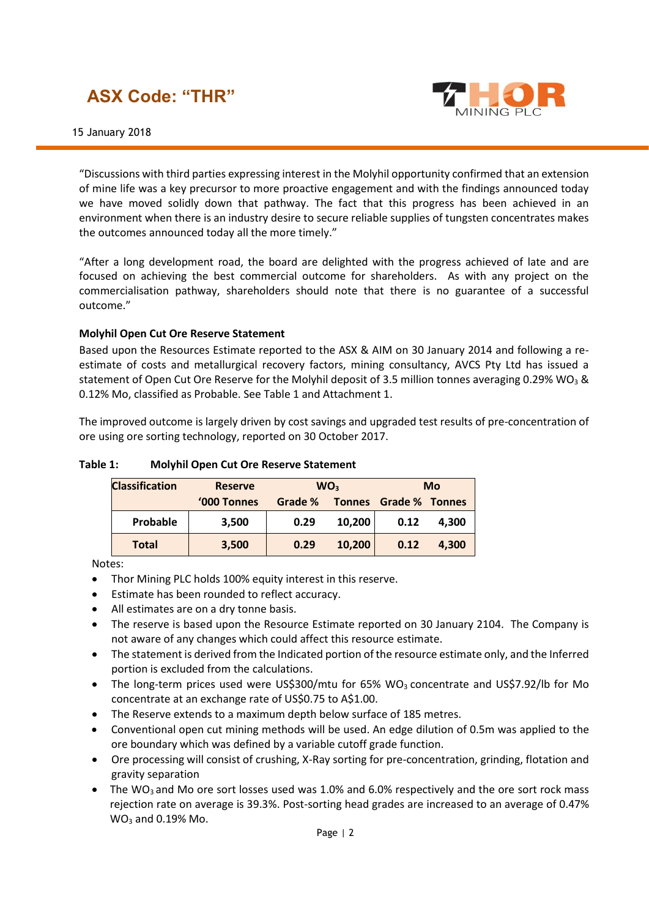"Discussions with third parties expressing interest in the Molyhil opportunity confirmed that an extension of mine life was a key precursor to more proactive engagement and with the findings announced today we have moved solidly down that pathway. The fact that this progress has been achieved in an environment when there is an industry desire to secure reliable supplies of tungsten concentrates makes the outcomes announced today all the more timely."

"After a long development road, the board are delighted with the progress achieved of late and are focused on achieving the best commercial outcome for shareholders. As with any project on the commercialisation pathway, shareholders should note that there is no guarantee of a successful outcome."

**Molyhil Open Cut Ore Reserve Statement**

Based upon the Resources Estimate reported to the ASX & AIM on 30 January 2014 and following a re-estimate of costs and metallurgical recovery factors, mining consultancy, AVCS Pty Ltd has issued a statement of Open Cut Ore Reserve for the Molyhil deposit of 3.5 million tonnes averaging 0.29% $WO_3$ & 0.12% Mo, classified as Probable. See Table 1 and Attachment 1.

The improved outcome is largely driven by cost savings and upgraded test results of pre-concentration of ore using ore sorting technology, reported on 30 October 2017.

**Table 1: Molyhil Open Cut Ore Reserve Statement**

| Classification | Reserve | $WO_3$ | | Mo | |
|---|---|---|---|---|---|
| | '000 Tonnes | Grade % | Tonnes | Grade % | Tonnes |
| **Probable** | **3,500** | **0.29** | **10,200** | **0.12** | **4,300** |
| **Total** | **3,500** | **0.29** | **10,200** | **0.12** | **4,300** |

Notes:

- Thor Mining PLC holds 100% equity interest in this reserve.
- Estimate has been rounded to reflect accuracy.
- All estimates are on a dry tonne basis.
- The reserve is based upon the Resource Estimate reported on 30 January 2104. The Company is not aware of any changes which could affect this resource estimate.
- The statement is derived from the Indicated portion of the resource estimate only, and the Inferred portion is excluded from the calculations.
- The long-term prices used were US$300/mtu for 65% $WO_3$ concentrate and US$7.92/lb for Mo concentrate at an exchange rate of US$0.75 to A$1.00.
- The Reserve extends to a maximum depth below surface of 185 metres.
- Conventional open cut mining methods will be used. An edge dilution of 0.5m was applied to the ore boundary which was defined by a variable cutoff grade function.
- Ore processing will consist of crushing, X-Ray sorting for pre-concentration, grinding, flotation and gravity separation
- The $WO_3$ and Mo ore sort losses used was 1.0% and 6.0% respectively and the ore sort rock mass rejection rate on average is 39.3%. Post-sorting head grades are increased to an average of 0.47% $WO_3$ and 0.19% Mo.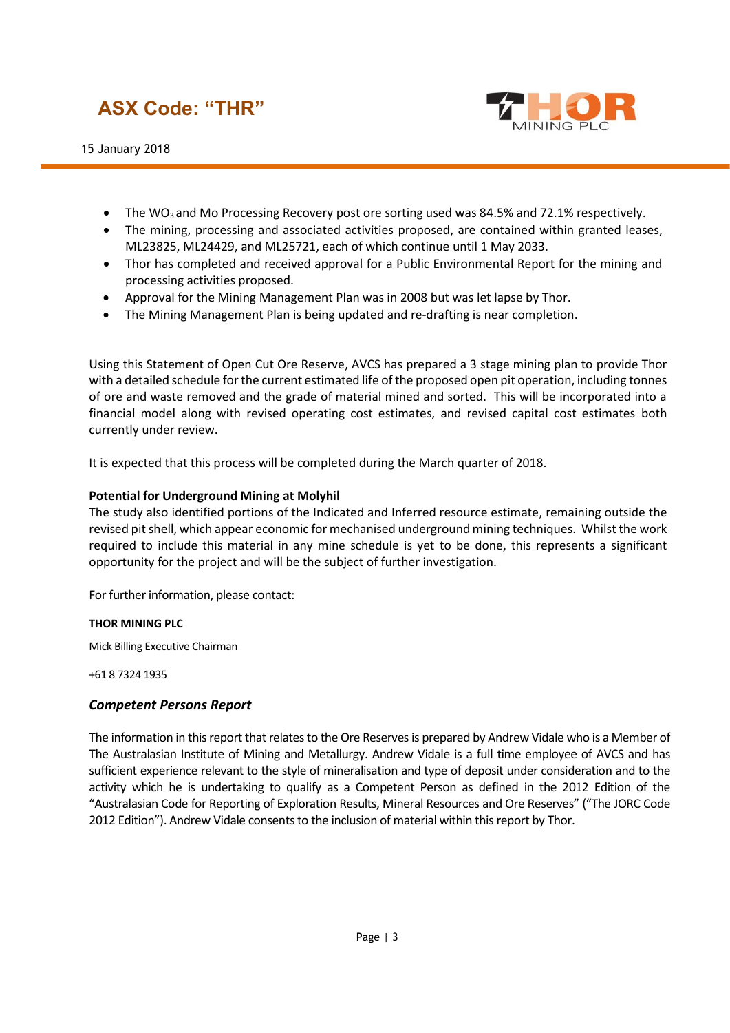- The $WO_3$ and Mo Processing Recovery post ore sorting used was 84.5% and 72.1% respectively.
- The mining, processing and associated activities proposed, are contained within granted leases, ML23825, ML24429, and ML25721, each of which continue until 1 May 2033.
- Thor has completed and received approval for a Public Environmental Report for the mining and processing activities proposed.
- Approval for the Mining Management Plan was in 2008 but was let lapse by Thor.
- The Mining Management Plan is being updated and re-drafting is near completion.

Using this Statement of Open Cut Ore Reserve, AVCS has prepared a 3 stage mining plan to provide Thor with a detailed schedule for the current estimated life of the proposed open pit operation, including tonnes of ore and waste removed and the grade of material mined and sorted. This will be incorporated into a financial model along with revised operating cost estimates, and revised capital cost estimates both currently under review.

It is expected that this process will be completed during the March quarter of 2018.

**Potential for Underground Mining at Molyhil**

The study also identified portions of the Indicated and Inferred resource estimate, remaining outside the revised pit shell, which appear economic for mechanised underground mining techniques. Whilst the work required to include this material in any mine schedule is yet to be done, this represents a significant opportunity for the project and will be the subject of further investigation.

For further information, please contact:

**THOR MINING PLC**

Mick Billing Executive Chairman

+61 8 7324 1935

### *Competent Persons Report*

The information in this report that relates to the Ore Reserves is prepared by Andrew Vidale who is a Member of The Australasian Institute of Mining and Metallurgy. Andrew Vidale is a full time employee of AVCS and has sufficient experience relevant to the style of mineralisation and type of deposit under consideration and to the activity which he is undertaking to qualify as a Competent Person as defined in the 2012 Edition of the "Australasian Code for Reporting of Exploration Results, Mineral Resources and Ore Reserves" ("The JORC Code 2012 Edition"). Andrew Vidale consents to the inclusion of material within this report by Thor.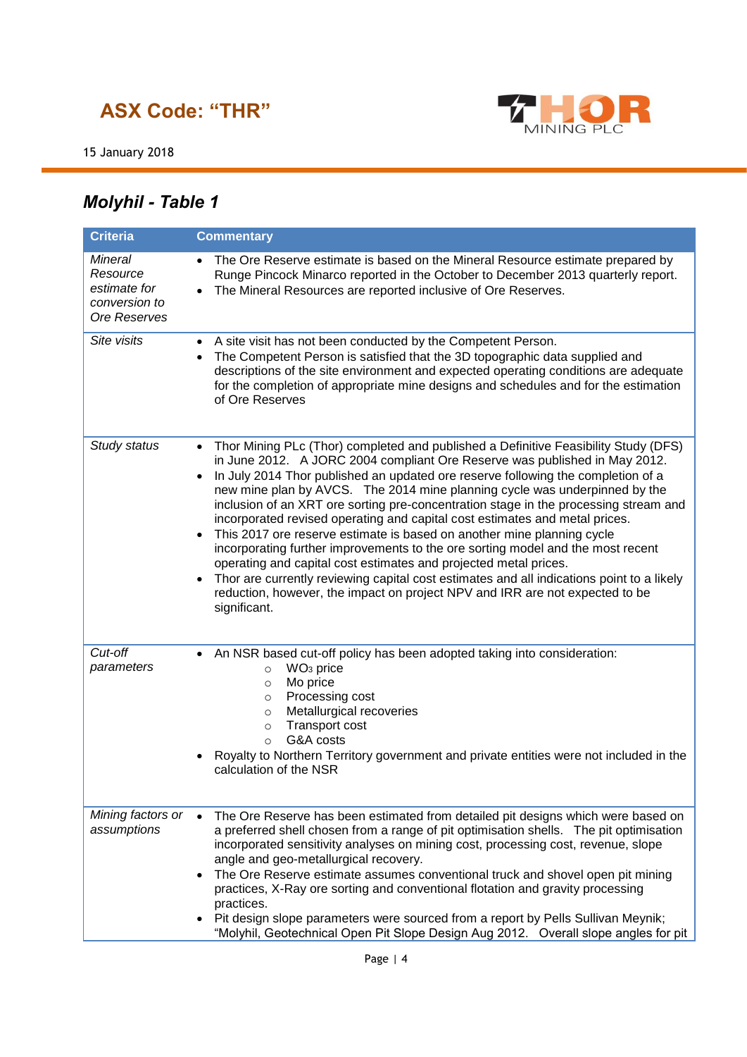## *Molyhil - Table 1*

| Criteria | Commentary |
|---|---|
| *Mineral Resource estimate for conversion to Ore Reserves* | • The Ore Reserve estimate is based on the Mineral Resource estimate prepared by Runge Pincock Minarco reported in the October to December 2013 quarterly report.<br>• The Mineral Resources are reported inclusive of Ore Reserves. |
| *Site visits* | • A site visit has not been conducted by the Competent Person.<br>• The Competent Person is satisfied that the 3D topographic data supplied and descriptions of the site environment and expected operating conditions are adequate for the completion of appropriate mine designs and schedules and for the estimation of Ore Reserves |
| *Study status* | • Thor Mining PLc (Thor) completed and published a Definitive Feasibility Study (DFS) in June 2012. A JORC 2004 compliant Ore Reserve was published in May 2012.<br>• In July 2014 Thor published an updated ore reserve following the completion of a new mine plan by AVCS. The 2014 mine planning cycle was underpinned by the inclusion of an XRT ore sorting pre-concentration stage in the processing stream and incorporated revised operating and capital cost estimates and metal prices.<br>• This 2017 ore reserve estimate is based on another mine planning cycle incorporating further improvements to the ore sorting model and the most recent operating and capital cost estimates and projected metal prices.<br>• Thor are currently reviewing capital cost estimates and all indications point to a likely reduction, however, the impact on project NPV and IRR are not expected to be significant. |
| *Cut-off parameters* | • An NSR based cut-off policy has been adopted taking into consideration:<br>  ○ $WO_3$ price<br>  ○ Mo price<br>  ○ Processing cost<br>  ○ Metallurgical recoveries<br>  ○ Transport cost<br>  ○ G&A costs<br>• Royalty to Northern Territory government and private entities were not included in the calculation of the NSR |
| *Mining factors or assumptions* | • The Ore Reserve has been estimated from detailed pit designs which were based on a preferred shell chosen from a range of pit optimisation shells. The pit optimisation incorporated sensitivity analyses on mining cost, processing cost, revenue, slope angle and geo-metallurgical recovery.<br>• The Ore Reserve estimate assumes conventional truck and shovel open pit mining practices, X-Ray ore sorting and conventional flotation and gravity processing practices.<br>• Pit design slope parameters were sourced from a report by Pells Sullivan Meynik; "Molyhil, Geotechnical Open Pit Slope Design Aug 2012. Overall slope angles for pit |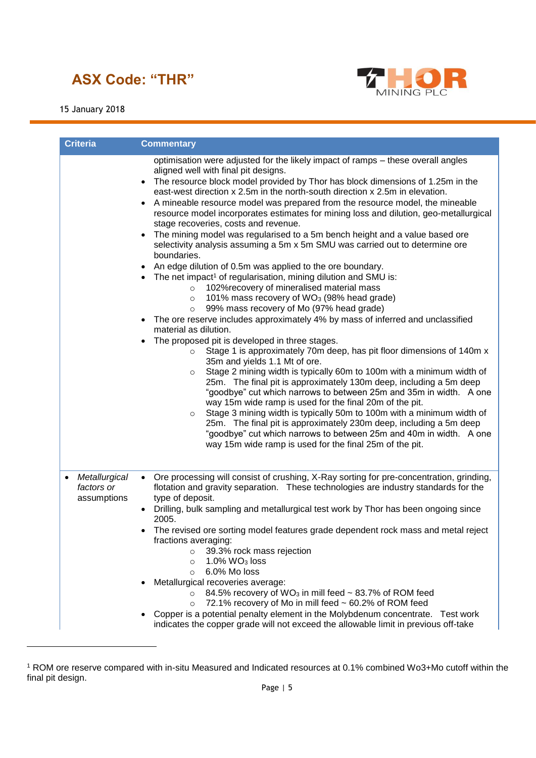| Criteria | Commentary |
|---|---|
| | optimisation were adjusted for the likely impact of ramps – these overall angles aligned well with final pit designs.<br>• The resource block model provided by Thor has block dimensions of 1.25m in the east-west direction x 2.5m in the north-south direction x 2.5m in elevation.<br>• A mineable resource model was prepared from the resource model, the mineable resource model incorporates estimates for mining loss and dilution, geo-metallurgical stage recoveries, costs and revenue.<br>• The mining model was regularised to a 5m bench height and a value based ore selectivity analysis assuming a 5m x 5m SMU was carried out to determine ore boundaries.<br>• An edge dilution of 0.5m was applied to the ore boundary.<br>• The net impact[1] of regularisation, mining dilution and SMU is:<br>  ○ 102%recovery of mineralised material mass<br>  ○ 101% mass recovery of $WO_3$ (98% head grade)<br>  ○ 99% mass recovery of Mo (97% head grade)<br>• The ore reserve includes approximately 4% by mass of inferred and unclassified material as dilution.<br>• The proposed pit is developed in three stages.<br>  ○ Stage 1 is approximately 70m deep, has pit floor dimensions of 140m x 35m and yields 1.1 Mt of ore.<br>  ○ Stage 2 mining width is typically 60m to 100m with a minimum width of 25m. The final pit is approximately 130m deep, including a 5m deep "goodbye" cut which narrows to between 25m and 35m in width. A one way 15m wide ramp is used for the final 20m of the pit.<br>  ○ Stage 3 mining width is typically 50m to 100m with a minimum width of 25m. The final pit is approximately 230m deep, including a 5m deep "goodbye" cut which narrows to between 25m and 40m in width. A one way 15m wide ramp is used for the final 25m of the pit. |
| • *Metallurgical factors or assumptions* | • Ore processing will consist of crushing, X-Ray sorting for pre-concentration, grinding, flotation and gravity separation. These technologies are industry standards for the type of deposit.<br>• Drilling, bulk sampling and metallurgical test work by Thor has been ongoing since 2005.<br>• The revised ore sorting model features grade dependent rock mass and metal reject fractions averaging:<br>  ○ 39.3% rock mass rejection<br>  ○ 1.0% $WO_3$ loss<br>  ○ 6.0% Mo loss<br>• Metallurgical recoveries average:<br>  ○ 84.5% recovery of $WO_3$ in mill feed ~ 83.7% of ROM feed<br>  ○ 72.1% recovery of Mo in mill feed ~ 60.2% of ROM feed<br>• Copper is a potential penalty element in the Molybdenum concentrate. Test work indicates the copper grade will not exceed the allowable limit in previous off-take |

[1] ROM ore reserve compared with in-situ Measured and Indicated resources at 0.1% combined Wo3+Mo cutoff within the final pit design.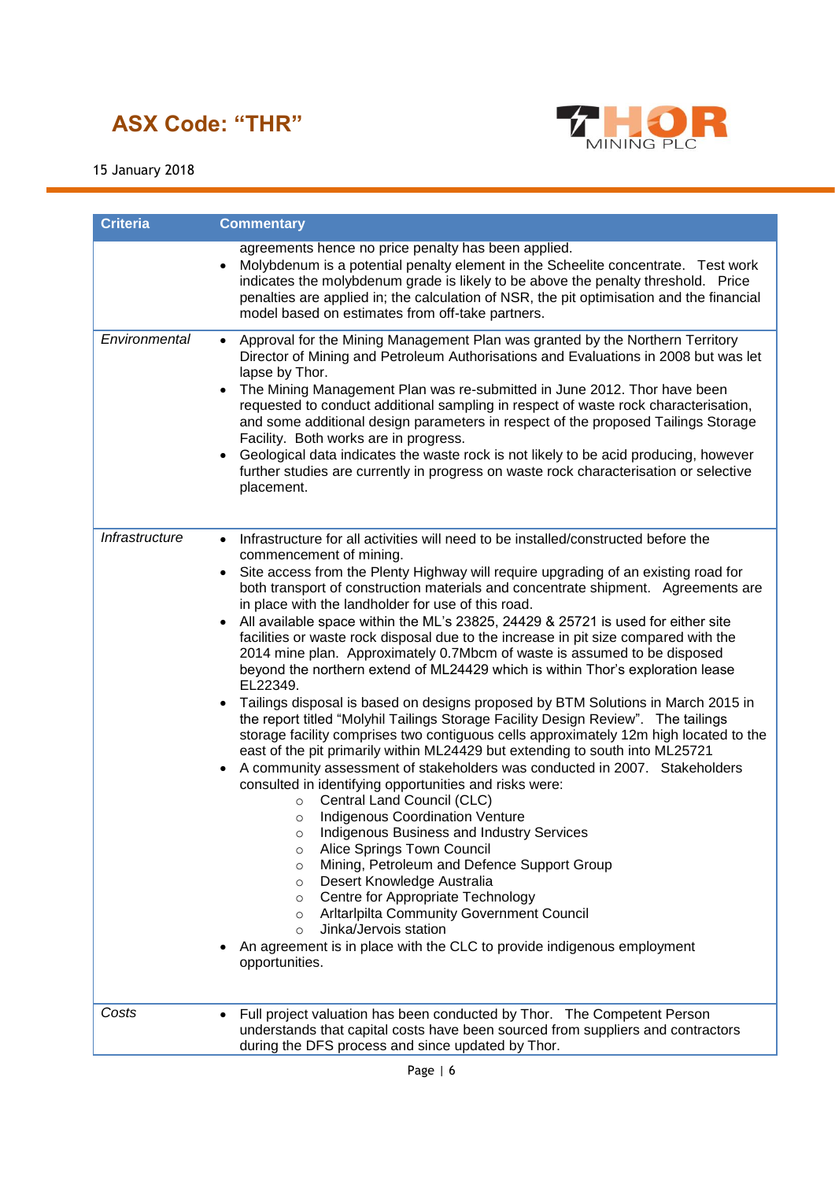| Criteria | Commentary |
|---|---|
| | agreements hence no price penalty has been applied.<br>• Molybdenum is a potential penalty element in the Scheelite concentrate. Test work indicates the molybdenum grade is likely to be above the penalty threshold. Price penalties are applied in; the calculation of NSR, the pit optimisation and the financial model based on estimates from off-take partners. |
| *Environmental* | • Approval for the Mining Management Plan was granted by the Northern Territory Director of Mining and Petroleum Authorisations and Evaluations in 2008 but was let lapse by Thor.<br>• The Mining Management Plan was re-submitted in June 2012. Thor have been requested to conduct additional sampling in respect of waste rock characterisation, and some additional design parameters in respect of the proposed Tailings Storage Facility. Both works are in progress.<br>• Geological data indicates the waste rock is not likely to be acid producing, however further studies are currently in progress on waste rock characterisation or selective placement. |
| *Infrastructure* | • Infrastructure for all activities will need to be installed/constructed before the commencement of mining.<br>• Site access from the Plenty Highway will require upgrading of an existing road for both transport of construction materials and concentrate shipment. Agreements are in place with the landholder for use of this road.<br>• All available space within the ML's 23825, 24429 & 25721 is used for either site facilities or waste rock disposal due to the increase in pit size compared with the 2014 mine plan. Approximately 0.7Mbcm of waste is assumed to be disposed beyond the northern extend of ML24429 which is within Thor's exploration lease EL22349.<br>• Tailings disposal is based on designs proposed by BTM Solutions in March 2015 in the report titled "Molyhil Tailings Storage Facility Design Review". The tailings storage facility comprises two contiguous cells approximately 12m high located to the east of the pit primarily within ML24429 but extending to south into ML25721<br>• A community assessment of stakeholders was conducted in 2007. Stakeholders consulted in identifying opportunities and risks were:<br>&nbsp;&nbsp;&nbsp;&nbsp;○ Central Land Council (CLC)<br>&nbsp;&nbsp;&nbsp;&nbsp;○ Indigenous Coordination Venture<br>&nbsp;&nbsp;&nbsp;&nbsp;○ Indigenous Business and Industry Services<br>&nbsp;&nbsp;&nbsp;&nbsp;○ Alice Springs Town Council<br>&nbsp;&nbsp;&nbsp;&nbsp;○ Mining, Petroleum and Defence Support Group<br>&nbsp;&nbsp;&nbsp;&nbsp;○ Desert Knowledge Australia<br>&nbsp;&nbsp;&nbsp;&nbsp;○ Centre for Appropriate Technology<br>&nbsp;&nbsp;&nbsp;&nbsp;○ Arltarlpilta Community Government Council<br>&nbsp;&nbsp;&nbsp;&nbsp;○ Jinka/Jervois station<br>• An agreement is in place with the CLC to provide indigenous employment opportunities. |
| *Costs* | • Full project valuation has been conducted by Thor. The Competent Person understands that capital costs have been sourced from suppliers and contractors during the DFS process and since updated by Thor. |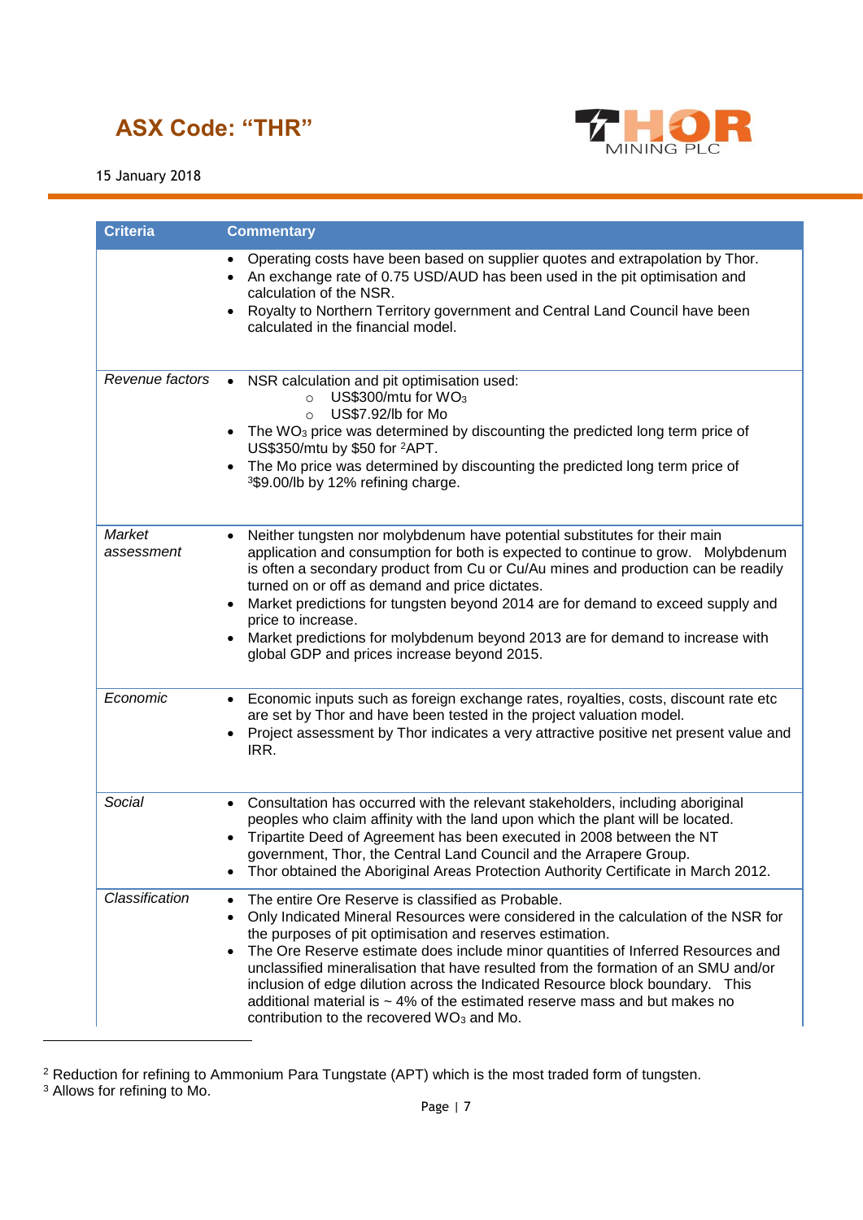| Criteria | Commentary |
|---|---|
| | • Operating costs have been based on supplier quotes and extrapolation by Thor.<br>• An exchange rate of 0.75 USD/AUD has been used in the pit optimisation and calculation of the NSR.<br>• Royalty to Northern Territory government and Central Land Council have been calculated in the financial model. |
| *Revenue factors* | • NSR calculation and pit optimisation used:<br>  ○ US$300/mtu for $WO_3$<br>  ○ US$7.92/lb for Mo<br>• The $WO_3$ price was determined by discounting the predicted long term price of US$350/mtu by $50 for [2]APT.<br>• The Mo price was determined by discounting the predicted long term price of [3]$9.00/lb by 12% refining charge. |
| *Market assessment* | • Neither tungsten nor molybdenum have potential substitutes for their main application and consumption for both is expected to continue to grow. Molybdenum is often a secondary product from Cu or Cu/Au mines and production can be readily turned on or off as demand and price dictates.<br>• Market predictions for tungsten beyond 2014 are for demand to exceed supply and price to increase.<br>• Market predictions for molybdenum beyond 2013 are for demand to increase with global GDP and prices increase beyond 2015. |
| *Economic* | • Economic inputs such as foreign exchange rates, royalties, costs, discount rate etc are set by Thor and have been tested in the project valuation model.<br>• Project assessment by Thor indicates a very attractive positive net present value and IRR. |
| *Social* | • Consultation has occurred with the relevant stakeholders, including aboriginal peoples who claim affinity with the land upon which the plant will be located.<br>• Tripartite Deed of Agreement has been executed in 2008 between the NT government, Thor, the Central Land Council and the Arrapere Group.<br>• Thor obtained the Aboriginal Areas Protection Authority Certificate in March 2012. |
| *Classification* | • The entire Ore Reserve is classified as Probable.<br>• Only Indicated Mineral Resources were considered in the calculation of the NSR for the purposes of pit optimisation and reserves estimation.<br>• The Ore Reserve estimate does include minor quantities of Inferred Resources and unclassified mineralisation that have resulted from the formation of an SMU and/or inclusion of edge dilution across the Indicated Resource block boundary. This additional material is ~ 4% of the estimated reserve mass and but makes no contribution to the recovered $WO_3$ and Mo. |

[2] Reduction for refining to Ammonium Para Tungstate (APT) which is the most traded form of tungsten.
[3] Allows for refining to Mo.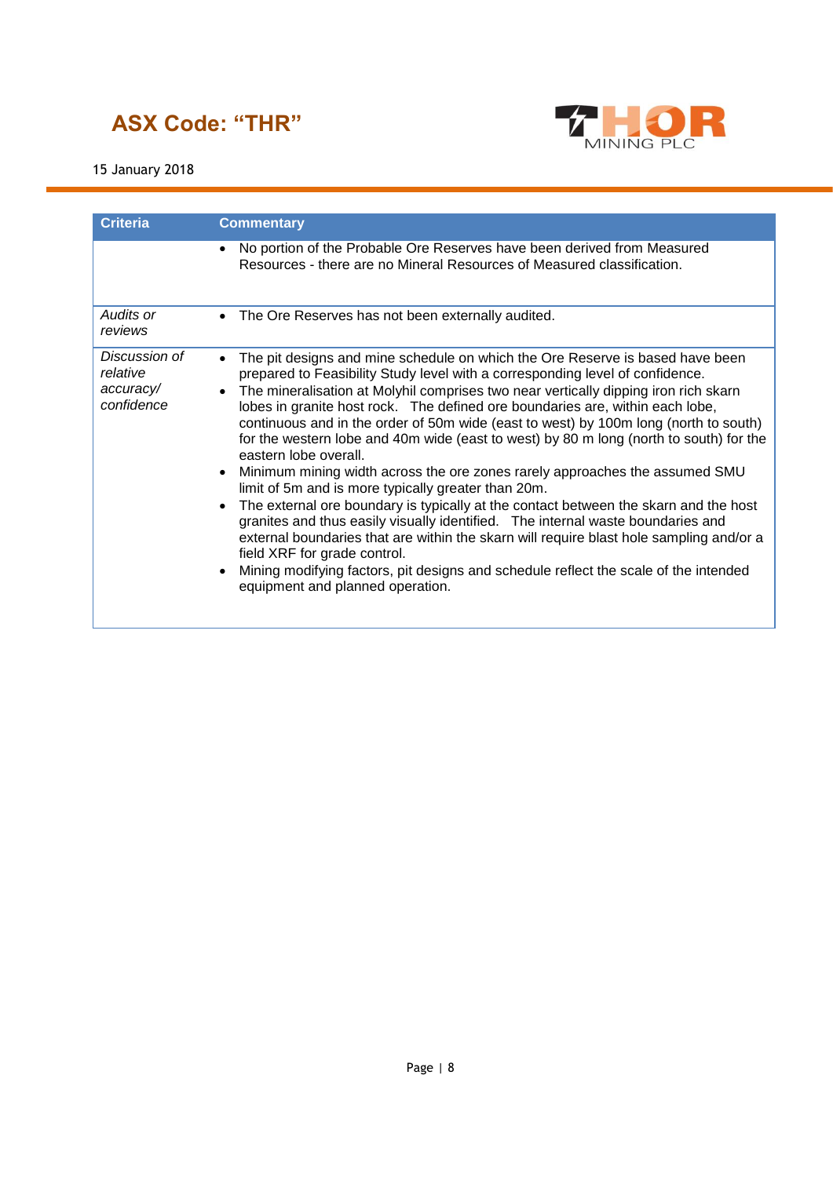| Criteria | Commentary |
|---|---|
| | • No portion of the Probable Ore Reserves have been derived from Measured Resources - there are no Mineral Resources of Measured classification. |
| *Audits or reviews* | • The Ore Reserves has not been externally audited. |
| *Discussion of relative accuracy/ confidence* | • The pit designs and mine schedule on which the Ore Reserve is based have been prepared to Feasibility Study level with a corresponding level of confidence.<br>• The mineralisation at Molyhil comprises two near vertically dipping iron rich skarn lobes in granite host rock. The defined ore boundaries are, within each lobe, continuous and in the order of 50m wide (east to west) by 100m long (north to south) for the western lobe and 40m wide (east to west) by 80 m long (north to south) for the eastern lobe overall.<br>• Minimum mining width across the ore zones rarely approaches the assumed SMU limit of 5m and is more typically greater than 20m.<br>• The external ore boundary is typically at the contact between the skarn and the host granites and thus easily visually identified. The internal waste boundaries and external boundaries that are within the skarn will require blast hole sampling and/or a field XRF for grade control.<br>• Mining modifying factors, pit designs and schedule reflect the scale of the intended equipment and planned operation. |